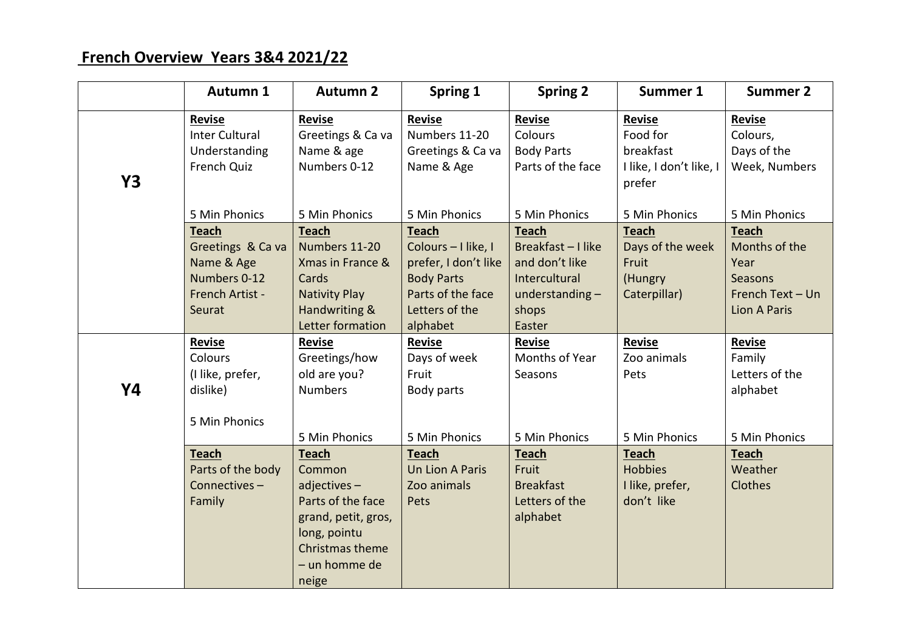# French Overview Years 3&4 2021/22

| | Autumn 1 | Autumn 2 | Spring 1 | Spring 2 | Summer 1 | Summer 2 |
|---|---|---|---|---|---|---|
| **Y3** | **Revise**<br>Inter Cultural Understanding<br>French Quiz<br><br>5 Min Phonics | **Revise**<br>Greetings & Ca va<br>Name & age<br>Numbers 0-12<br><br>5 Min Phonics | **Revise**<br>Numbers 11-20<br>Greetings & Ca va<br>Name & Age<br><br>5 Min Phonics | **Revise**<br>Colours<br>Body Parts<br>Parts of the face<br><br>5 Min Phonics | **Revise**<br>Food for breakfast<br>I like, I don't like, I prefer<br><br>5 Min Phonics | **Revise**<br>Colours,<br>Days of the Week, Numbers<br><br>5 Min Phonics |
| | **Teach**<br>Greetings & Ca va<br>Name & Age<br>Numbers 0-12<br>French Artist - Seurat | **Teach**<br>Numbers 11-20<br>Xmas in France & Cards<br>Nativity Play<br>Handwriting & Letter formation | **Teach**<br>Colours – I like, I prefer, I don't like<br>Body Parts<br>Parts of the face<br>Letters of the alphabet | **Teach**<br>Breakfast – I like and don't like<br>Intercultural understanding – shops<br>Easter | **Teach**<br>Days of the week<br>Fruit<br>(Hungry Caterpillar) | **Teach**<br>Months of the Year<br>Seasons<br>French Text – Un Lion A Paris |
| **Y4** | **Revise**<br>Colours<br>(I like, prefer, dislike)<br><br>5 Min Phonics | **Revise**<br>Greetings/how old are you?<br>Numbers<br><br>5 Min Phonics | **Revise**<br>Days of week<br>Fruit<br>Body parts<br><br>5 Min Phonics | **Revise**<br>Months of Year<br>Seasons<br><br>5 Min Phonics | **Revise**<br>Zoo animals<br>Pets<br><br>5 Min Phonics | **Revise**<br>Family<br>Letters of the alphabet<br><br>5 Min Phonics |
| | **Teach**<br>Parts of the body<br>Connectives –<br>Family | **Teach**<br>Common adjectives –<br>Parts of the face<br>grand, petit, gros, long, pointu<br>Christmas theme – un homme de neige | **Teach**<br>Un Lion A Paris<br>Zoo animals<br>Pets | **Teach**<br>Fruit<br>Breakfast<br>Letters of the alphabet | **Teach**<br>Hobbies<br>I like, prefer, don't like | **Teach**<br>Weather<br>Clothes |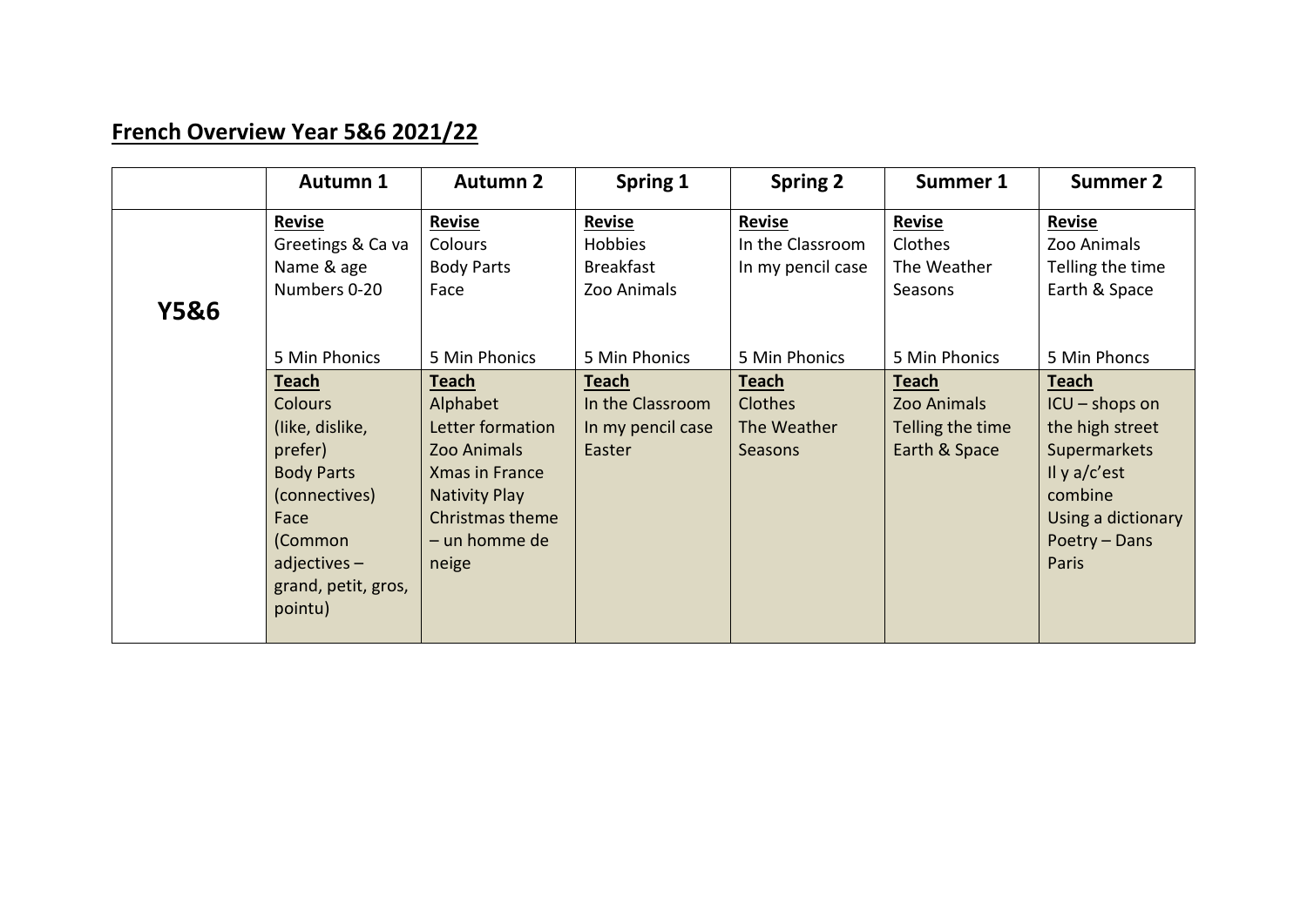## French Overview Year 5&6 2021/22

| | Autumn 1 | Autumn 2 | Spring 1 | Spring 2 | Summer 1 | Summer 2 |
|---|---|---|---|---|---|---|
| **Y5&6** | **Revise**<br>Greetings & Ca va<br>Name & age<br>Numbers 0-20<br><br>5 Min Phonics | **Revise**<br>Colours<br>Body Parts<br>Face<br><br>5 Min Phonics | **Revise**<br>Hobbies<br>Breakfast<br>Zoo Animals<br><br>5 Min Phonics | **Revise**<br>In the Classroom<br>In my pencil case<br><br>5 Min Phonics | **Revise**<br>Clothes<br>The Weather<br>Seasons<br><br>5 Min Phonics | **Revise**<br>Zoo Animals<br>Telling the time<br>Earth & Space<br><br>5 Min Phoncs |
| | **Teach**<br>Colours<br>(like, dislike, prefer)<br>Body Parts<br>(connectives)<br>Face<br>(Common adjectives – grand, petit, gros, pointu) | **Teach**<br>Alphabet<br>Letter formation<br>Zoo Animals<br>Xmas in France<br>Nativity Play<br>Christmas theme – un homme de neige | **Teach**<br>In the Classroom<br>In my pencil case<br>Easter | **Teach**<br>Clothes<br>The Weather<br>Seasons | **Teach**<br>Zoo Animals<br>Telling the time<br>Earth & Space | **Teach**<br>ICU – shops on the high street<br>Supermarkets<br>Il y a/c'est combine<br>Using a dictionary<br>Poetry – Dans Paris |